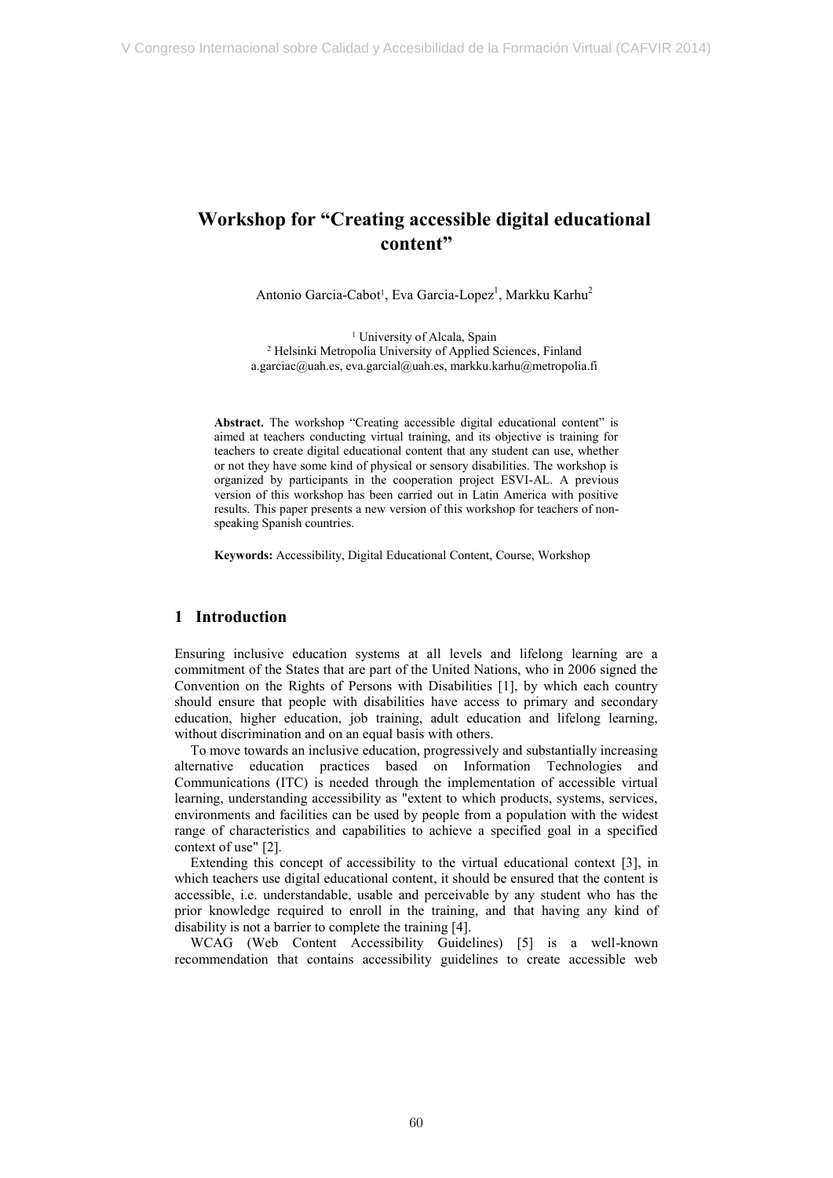# Workshop for "Creating accessible digital educational content"

Antonio Garcia-Cabot[1], Eva Garcia-Lopez[1], Markku Karhu[2]

[1] University of Alcala, Spain
[2] Helsinki Metropolia University of Applied Sciences, Finland
a.garciac@uah.es, eva.garcial@uah.es, markku.karhu@metropolia.fi

**Abstract.** The workshop "Creating accessible digital educational content" is aimed at teachers conducting virtual training, and its objective is training for teachers to create digital educational content that any student can use, whether or not they have some kind of physical or sensory disabilities. The workshop is organized by participants in the cooperation project ESVI-AL. A previous version of this workshop has been carried out in Latin America with positive results. This paper presents a new version of this workshop for teachers of non-speaking Spanish countries.

**Keywords:** Accessibility, Digital Educational Content, Course, Workshop

## 1 Introduction

Ensuring inclusive education systems at all levels and lifelong learning are a commitment of the States that are part of the United Nations, who in 2006 signed the Convention on the Rights of Persons with Disabilities [1], by which each country should ensure that people with disabilities have access to primary and secondary education, higher education, job training, adult education and lifelong learning, without discrimination and on an equal basis with others.

To move towards an inclusive education, progressively and substantially increasing alternative education practices based on Information Technologies and Communications (ITC) is needed through the implementation of accessible virtual learning, understanding accessibility as "extent to which products, systems, services, environments and facilities can be used by people from a population with the widest range of characteristics and capabilities to achieve a specified goal in a specified context of use" [2].

Extending this concept of accessibility to the virtual educational context [3], in which teachers use digital educational content, it should be ensured that the content is accessible, i.e. understandable, usable and perceivable by any student who has the prior knowledge required to enroll in the training, and that having any kind of disability is not a barrier to complete the training [4].

WCAG (Web Content Accessibility Guidelines) [5] is a well-known recommendation that contains accessibility guidelines to create accessible web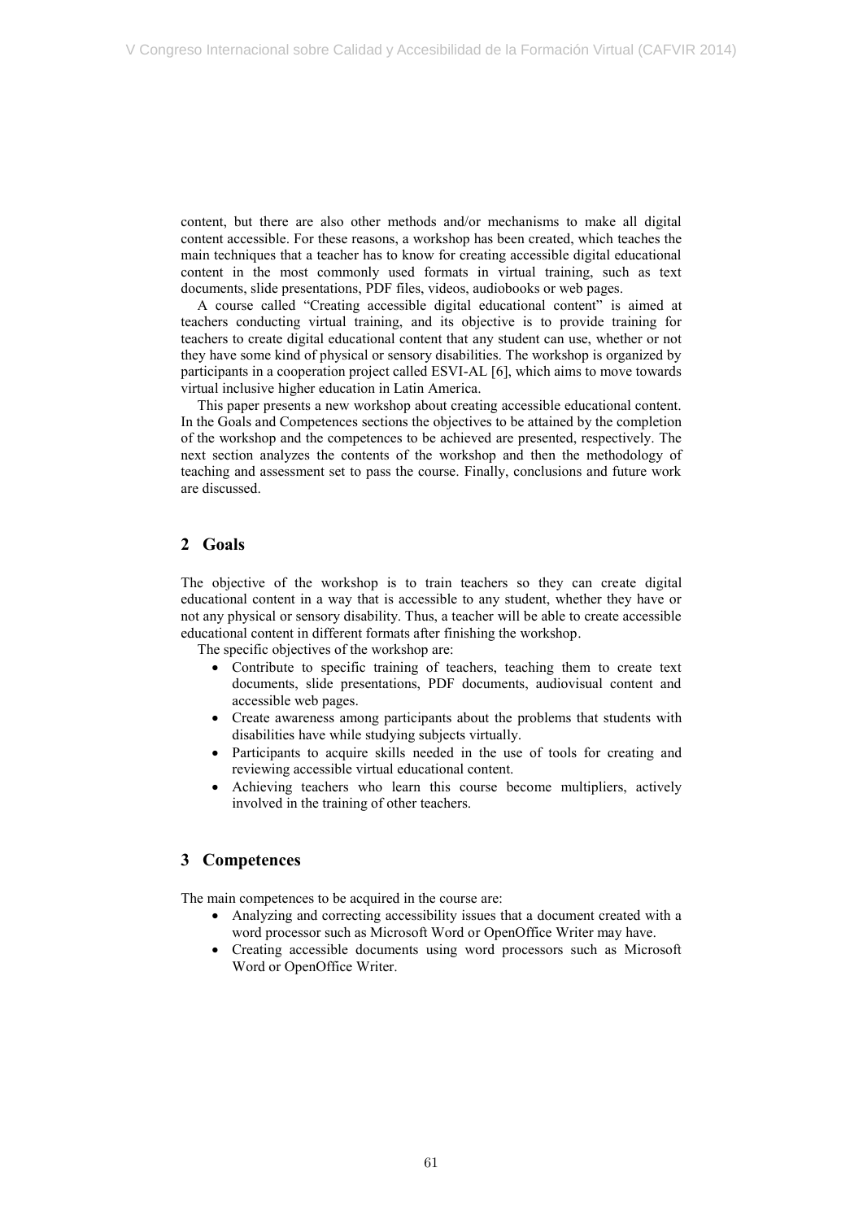content, but there are also other methods and/or mechanisms to make all digital content accessible. For these reasons, a workshop has been created, which teaches the main techniques that a teacher has to know for creating accessible digital educational content in the most commonly used formats in virtual training, such as text documents, slide presentations, PDF files, videos, audiobooks or web pages.

A course called "Creating accessible digital educational content" is aimed at teachers conducting virtual training, and its objective is to provide training for teachers to create digital educational content that any student can use, whether or not they have some kind of physical or sensory disabilities. The workshop is organized by participants in a cooperation project called ESVI-AL [6], which aims to move towards virtual inclusive higher education in Latin America.

This paper presents a new workshop about creating accessible educational content. In the Goals and Competences sections the objectives to be attained by the completion of the workshop and the competences to be achieved are presented, respectively. The next section analyzes the contents of the workshop and then the methodology of teaching and assessment set to pass the course. Finally, conclusions and future work are discussed.

## 2 Goals

The objective of the workshop is to train teachers so they can create digital educational content in a way that is accessible to any student, whether they have or not any physical or sensory disability. Thus, a teacher will be able to create accessible educational content in different formats after finishing the workshop.

The specific objectives of the workshop are:

- Contribute to specific training of teachers, teaching them to create text documents, slide presentations, PDF documents, audiovisual content and accessible web pages.
- Create awareness among participants about the problems that students with disabilities have while studying subjects virtually.
- Participants to acquire skills needed in the use of tools for creating and reviewing accessible virtual educational content.
- Achieving teachers who learn this course become multipliers, actively involved in the training of other teachers.

## 3 Competences

The main competences to be acquired in the course are:

- Analyzing and correcting accessibility issues that a document created with a word processor such as Microsoft Word or OpenOffice Writer may have.
- Creating accessible documents using word processors such as Microsoft Word or OpenOffice Writer.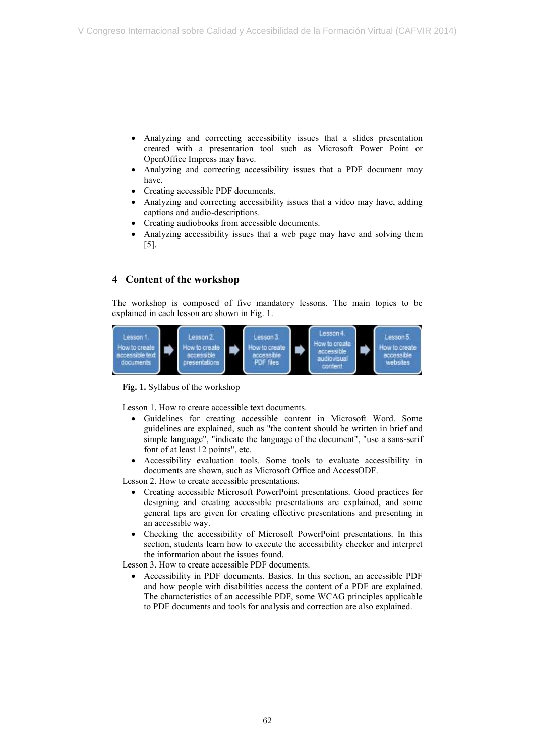- Analyzing and correcting accessibility issues that a slides presentation created with a presentation tool such as Microsoft Power Point or OpenOffice Impress may have.
- Analyzing and correcting accessibility issues that a PDF document may have.
- Creating accessible PDF documents.
- Analyzing and correcting accessibility issues that a video may have, adding captions and audio-descriptions.
- Creating audiobooks from accessible documents.
- Analyzing accessibility issues that a web page may have and solving them [5].

## 4 Content of the workshop

The workshop is composed of five mandatory lessons. The main topics to be explained in each lesson are shown in Fig. 1.

Lesson 1. How to create accessible text documents → Lesson 2. How to create accessible presentations → Lesson 3. How to create accessible PDF files → Lesson 4. How to create accessible audiovisual content → Lesson 5. How to create accessible websites

**Fig. 1.** Syllabus of the workshop

Lesson 1. How to create accessible text documents.

- Guidelines for creating accessible content in Microsoft Word. Some guidelines are explained, such as "the content should be written in brief and simple language", "indicate the language of the document", "use a sans-serif font of at least 12 points", etc.
- Accessibility evaluation tools. Some tools to evaluate accessibility in documents are shown, such as Microsoft Office and AccessODF.

Lesson 2. How to create accessible presentations.

- Creating accessible Microsoft PowerPoint presentations. Good practices for designing and creating accessible presentations are explained, and some general tips are given for creating effective presentations and presenting in an accessible way.
- Checking the accessibility of Microsoft PowerPoint presentations. In this section, students learn how to execute the accessibility checker and interpret the information about the issues found.

Lesson 3. How to create accessible PDF documents.

- Accessibility in PDF documents. Basics. In this section, an accessible PDF and how people with disabilities access the content of a PDF are explained. The characteristics of an accessible PDF, some WCAG principles applicable to PDF documents and tools for analysis and correction are also explained.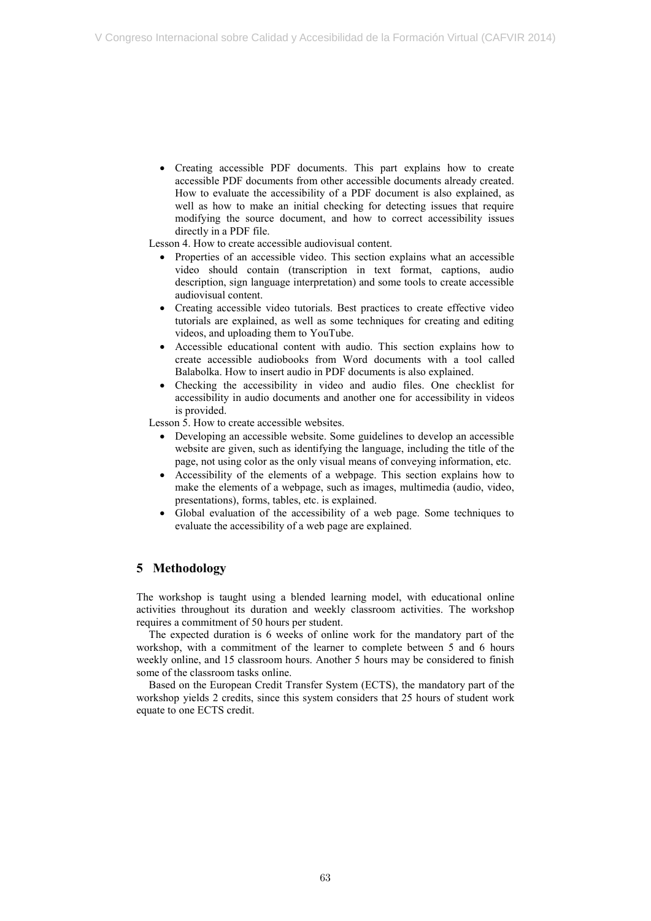- Creating accessible PDF documents. This part explains how to create accessible PDF documents from other accessible documents already created. How to evaluate the accessibility of a PDF document is also explained, as well as how to make an initial checking for detecting issues that require modifying the source document, and how to correct accessibility issues directly in a PDF file.

Lesson 4. How to create accessible audiovisual content.

- Properties of an accessible video. This section explains what an accessible video should contain (transcription in text format, captions, audio description, sign language interpretation) and some tools to create accessible audiovisual content.
- Creating accessible video tutorials. Best practices to create effective video tutorials are explained, as well as some techniques for creating and editing videos, and uploading them to YouTube.
- Accessible educational content with audio. This section explains how to create accessible audiobooks from Word documents with a tool called Balabolka. How to insert audio in PDF documents is also explained.
- Checking the accessibility in video and audio files. One checklist for accessibility in audio documents and another one for accessibility in videos is provided.

Lesson 5. How to create accessible websites.

- Developing an accessible website. Some guidelines to develop an accessible website are given, such as identifying the language, including the title of the page, not using color as the only visual means of conveying information, etc.
- Accessibility of the elements of a webpage. This section explains how to make the elements of a webpage, such as images, multimedia (audio, video, presentations), forms, tables, etc. is explained.
- Global evaluation of the accessibility of a web page. Some techniques to evaluate the accessibility of a web page are explained.

## 5 Methodology

The workshop is taught using a blended learning model, with educational online activities throughout its duration and weekly classroom activities. The workshop requires a commitment of 50 hours per student.

The expected duration is 6 weeks of online work for the mandatory part of the workshop, with a commitment of the learner to complete between 5 and 6 hours weekly online, and 15 classroom hours. Another 5 hours may be considered to finish some of the classroom tasks online.

Based on the European Credit Transfer System (ECTS), the mandatory part of the workshop yields 2 credits, since this system considers that 25 hours of student work equate to one ECTS credit.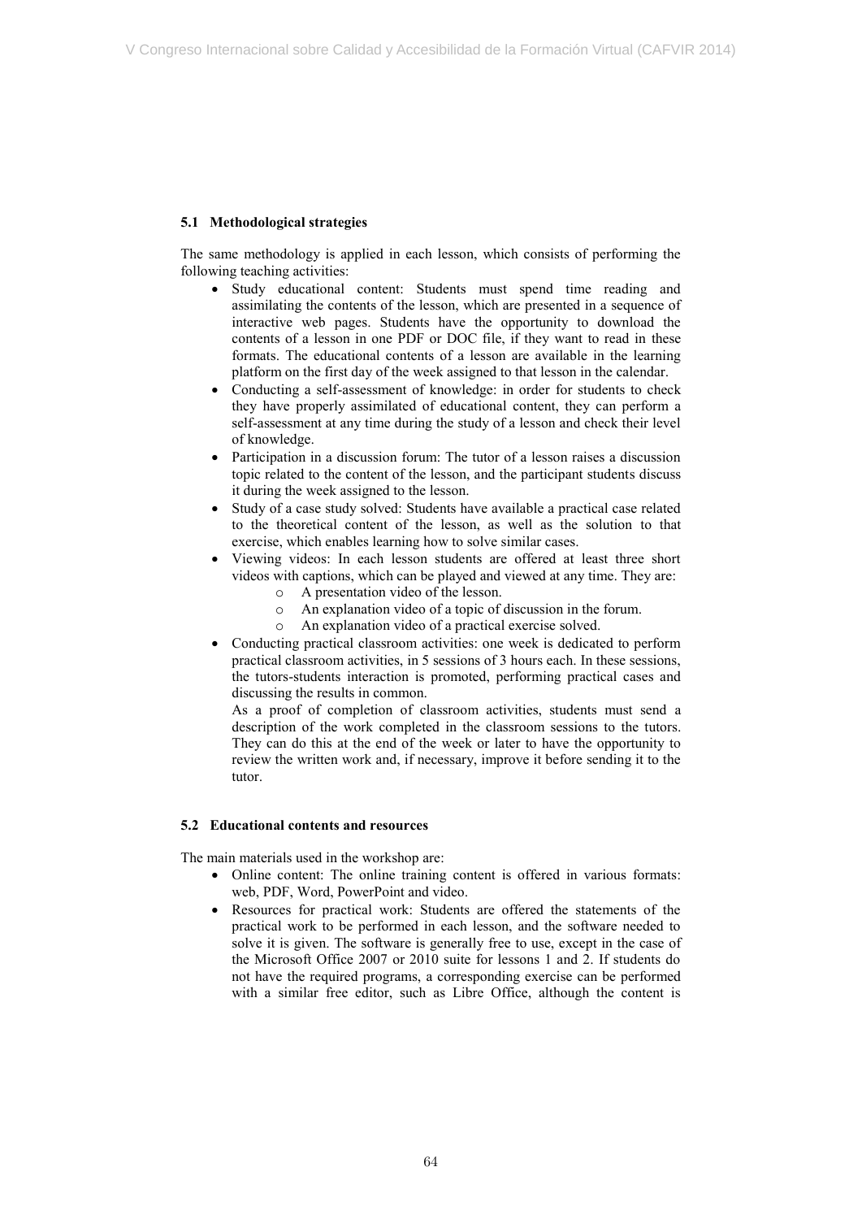### 5.1 Methodological strategies

The same methodology is applied in each lesson, which consists of performing the following teaching activities:

- Study educational content: Students must spend time reading and assimilating the contents of the lesson, which are presented in a sequence of interactive web pages. Students have the opportunity to download the contents of a lesson in one PDF or DOC file, if they want to read in these formats. The educational contents of a lesson are available in the learning platform on the first day of the week assigned to that lesson in the calendar.
- Conducting a self-assessment of knowledge: in order for students to check they have properly assimilated of educational content, they can perform a self-assessment at any time during the study of a lesson and check their level of knowledge.
- Participation in a discussion forum: The tutor of a lesson raises a discussion topic related to the content of the lesson, and the participant students discuss it during the week assigned to the lesson.
- Study of a case study solved: Students have available a practical case related to the theoretical content of the lesson, as well as the solution to that exercise, which enables learning how to solve similar cases.
- Viewing videos: In each lesson students are offered at least three short videos with captions, which can be played and viewed at any time. They are:
  - A presentation video of the lesson.
  - An explanation video of a topic of discussion in the forum.
  - An explanation video of a practical exercise solved.
- Conducting practical classroom activities: one week is dedicated to perform practical classroom activities, in 5 sessions of 3 hours each. In these sessions, the tutors-students interaction is promoted, performing practical cases and discussing the results in common.

  As a proof of completion of classroom activities, students must send a description of the work completed in the classroom sessions to the tutors. They can do this at the end of the week or later to have the opportunity to review the written work and, if necessary, improve it before sending it to the tutor.

### 5.2 Educational contents and resources

The main materials used in the workshop are:

- Online content: The online training content is offered in various formats: web, PDF, Word, PowerPoint and video.
- Resources for practical work: Students are offered the statements of the practical work to be performed in each lesson, and the software needed to solve it is given. The software is generally free to use, except in the case of the Microsoft Office 2007 or 2010 suite for lessons 1 and 2. If students do not have the required programs, a corresponding exercise can be performed with a similar free editor, such as Libre Office, although the content is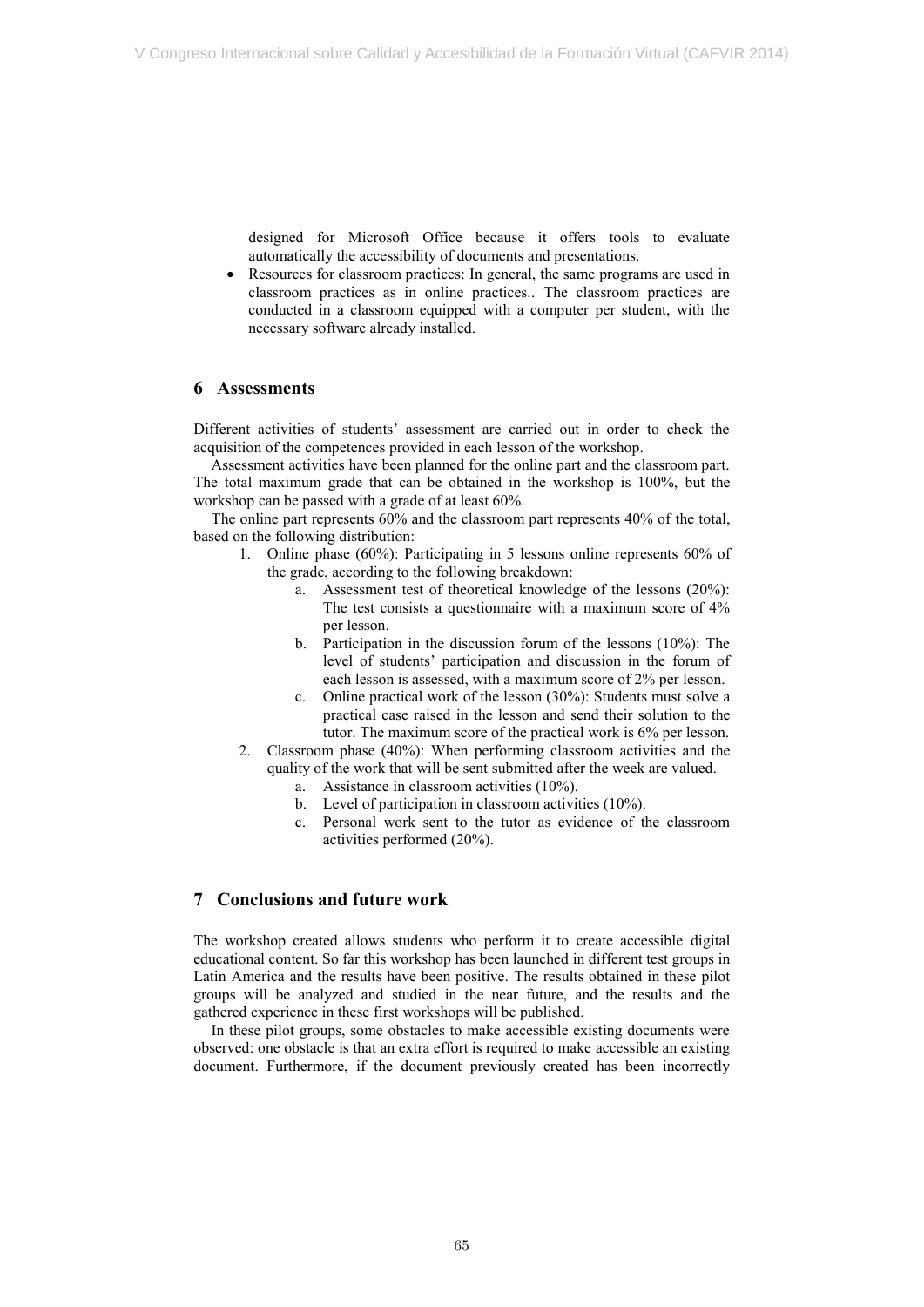designed for Microsoft Office because it offers tools to evaluate automatically the accessibility of documents and presentations.

- Resources for classroom practices: In general, the same programs are used in classroom practices as in online practices.. The classroom practices are conducted in a classroom equipped with a computer per student, with the necessary software already installed.

## 6 Assessments

Different activities of students' assessment are carried out in order to check the acquisition of the competences provided in each lesson of the workshop.

Assessment activities have been planned for the online part and the classroom part. The total maximum grade that can be obtained in the workshop is 100%, but the workshop can be passed with a grade of at least 60%.

The online part represents 60% and the classroom part represents 40% of the total, based on the following distribution:

1. Online phase (60%): Participating in 5 lessons online represents 60% of the grade, according to the following breakdown:
    a. Assessment test of theoretical knowledge of the lessons (20%): The test consists a questionnaire with a maximum score of 4% per lesson.
    b. Participation in the discussion forum of the lessons (10%): The level of students' participation and discussion in the forum of each lesson is assessed, with a maximum score of 2% per lesson.
    c. Online practical work of the lesson (30%): Students must solve a practical case raised in the lesson and send their solution to the tutor. The maximum score of the practical work is 6% per lesson.
2. Classroom phase (40%): When performing classroom activities and the quality of the work that will be sent submitted after the week are valued.
    a. Assistance in classroom activities (10%).
    b. Level of participation in classroom activities (10%).
    c. Personal work sent to the tutor as evidence of the classroom activities performed (20%).

## 7 Conclusions and future work

The workshop created allows students who perform it to create accessible digital educational content. So far this workshop has been launched in different test groups in Latin America and the results have been positive. The results obtained in these pilot groups will be analyzed and studied in the near future, and the results and the gathered experience in these first workshops will be published.

In these pilot groups, some obstacles to make accessible existing documents were observed: one obstacle is that an extra effort is required to make accessible an existing document. Furthermore, if the document previously created has been incorrectly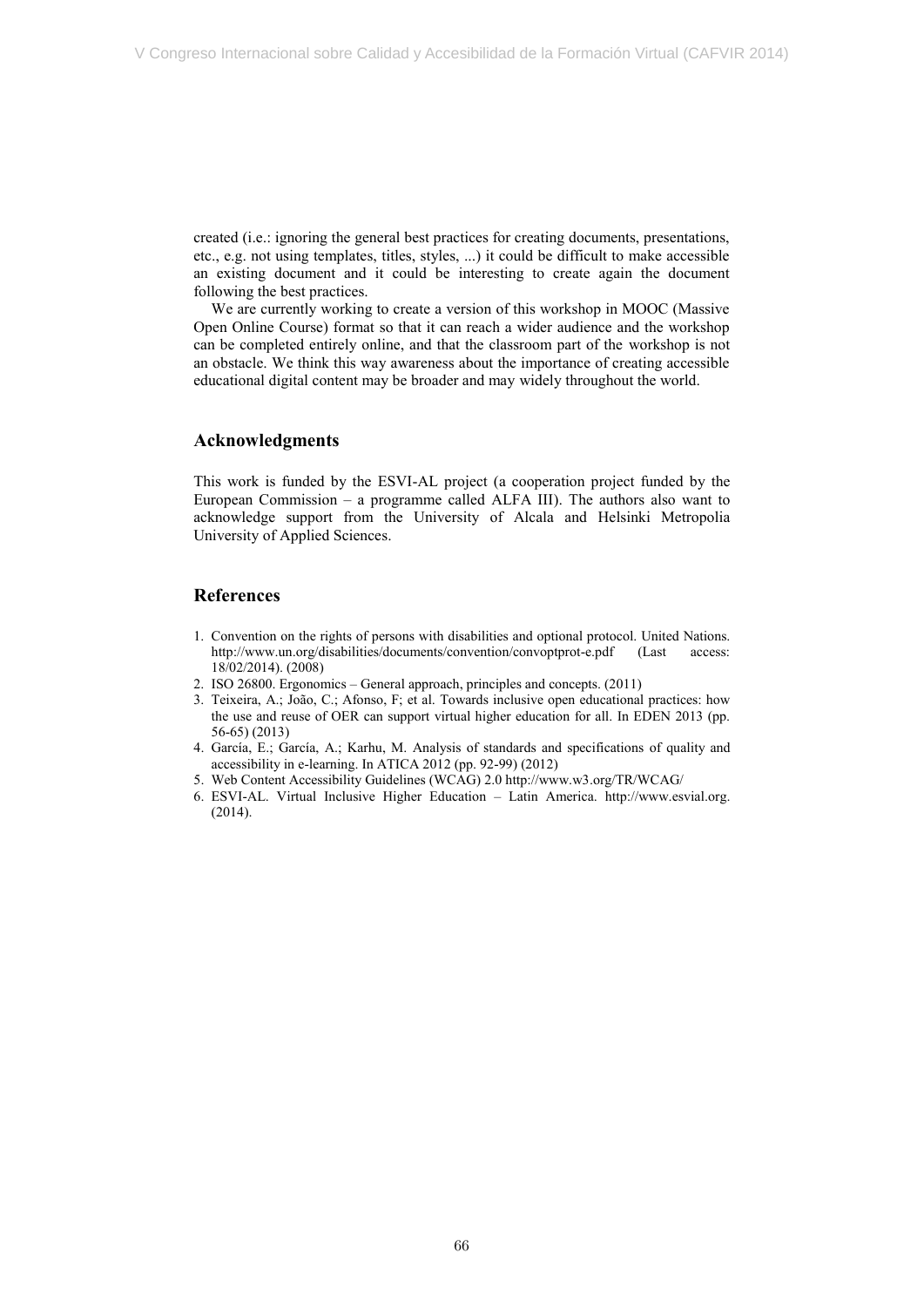created (i.e.: ignoring the general best practices for creating documents, presentations, etc., e.g. not using templates, titles, styles, ...) it could be difficult to make accessible an existing document and it could be interesting to create again the document following the best practices.

We are currently working to create a version of this workshop in MOOC (Massive Open Online Course) format so that it can reach a wider audience and the workshop can be completed entirely online, and that the classroom part of the workshop is not an obstacle. We think this way awareness about the importance of creating accessible educational digital content may be broader and may widely throughout the world.

## Acknowledgments

This work is funded by the ESVI-AL project (a cooperation project funded by the European Commission – a programme called ALFA III). The authors also want to acknowledge support from the University of Alcala and Helsinki Metropolia University of Applied Sciences.

## References

1. Convention on the rights of persons with disabilities and optional protocol. United Nations. http://www.un.org/disabilities/documents/convention/convoptprot-e.pdf (Last access: 18/02/2014). (2008)
2. ISO 26800. Ergonomics – General approach, principles and concepts. (2011)
3. Teixeira, A.; João, C.; Afonso, F; et al. Towards inclusive open educational practices: how the use and reuse of OER can support virtual higher education for all. In EDEN 2013 (pp. 56-65) (2013)
4. García, E.; García, A.; Karhu, M. Analysis of standards and specifications of quality and accessibility in e-learning. In ATICA 2012 (pp. 92-99) (2012)
5. Web Content Accessibility Guidelines (WCAG) 2.0 http://www.w3.org/TR/WCAG/
6. ESVI-AL. Virtual Inclusive Higher Education – Latin America. http://www.esvial.org. (2014).